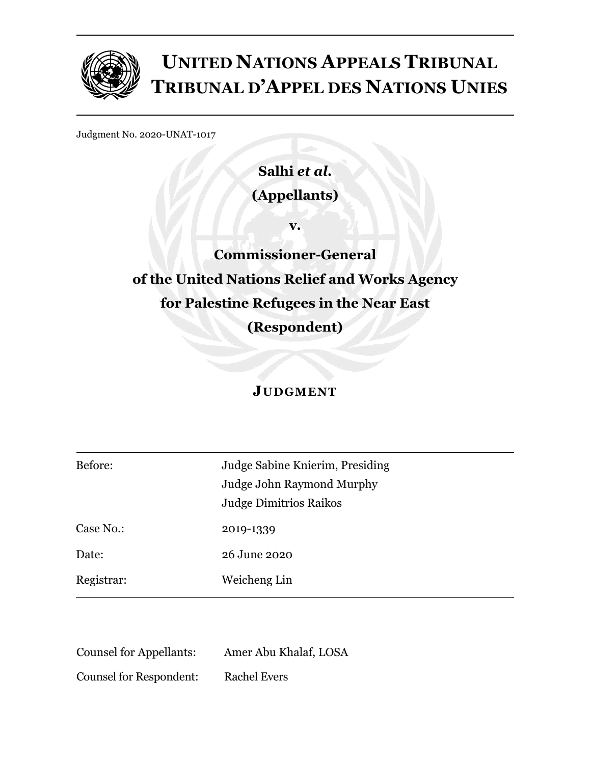# UNITED NATIONS APPEALS TRIBUNAL
# TRIBUNAL D'APPEL DES NATIONS UNIES

Judgment No. 2020-UNAT-1017

**Salhi *et al.***

**(Appellants)**

**v.**

**Commissioner-General**

**of the United Nations Relief and Works Agency**

**for Palestine Refugees in the Near East**

**(Respondent)**

## JUDGMENT

| | |
|---|---|
| Before: | Judge Sabine Knierim, Presiding<br>Judge John Raymond Murphy<br>Judge Dimitrios Raikos |
| Case No.: | 2019-1339 |
| Date: | 26 June 2020 |
| Registrar: | Weicheng Lin |

| | |
|---|---|
| Counsel for Appellants: | Amer Abu Khalaf, LOSA |
| Counsel for Respondent: | Rachel Evers |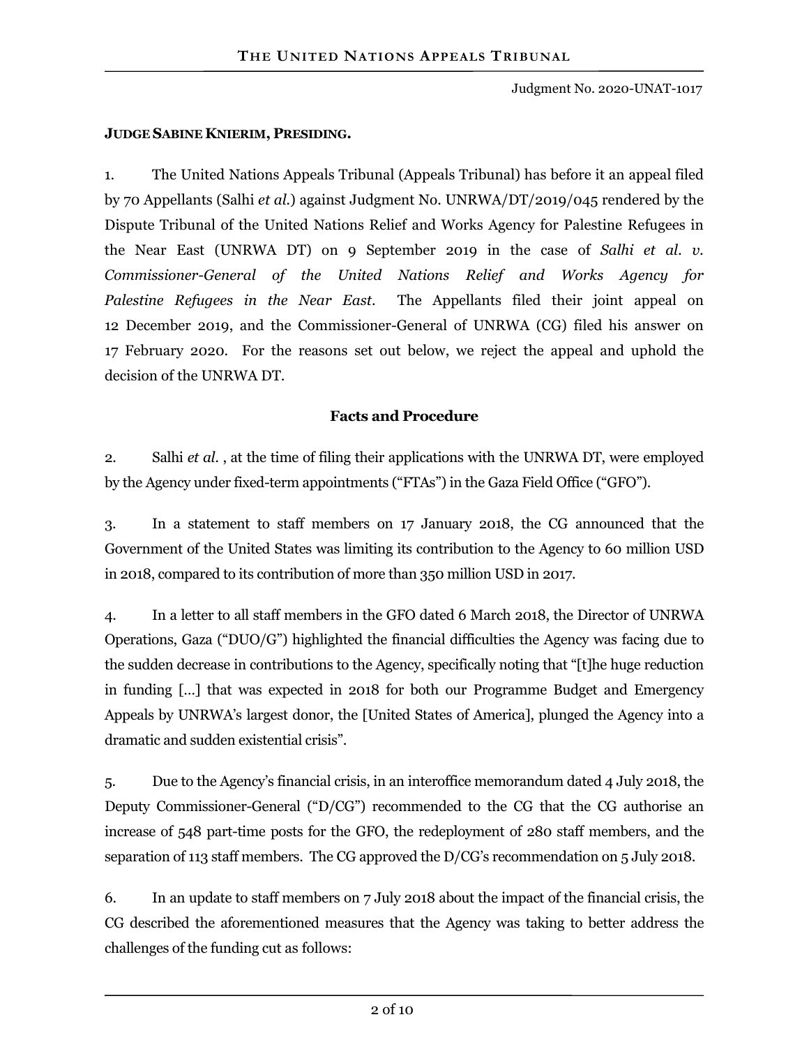**JUDGE SABINE KNIERIM, PRESIDING.**

1. The United Nations Appeals Tribunal (Appeals Tribunal) has before it an appeal filed by 70 Appellants (Salhi *et al.*) against Judgment No. UNRWA/DT/2019/045 rendered by the Dispute Tribunal of the United Nations Relief and Works Agency for Palestine Refugees in the Near East (UNRWA DT) on 9 September 2019 in the case of *Salhi et al. v. Commissioner-General of the United Nations Relief and Works Agency for Palestine Refugees in the Near East*. The Appellants filed their joint appeal on 12 December 2019, and the Commissioner-General of UNRWA (CG) filed his answer on 17 February 2020. For the reasons set out below, we reject the appeal and uphold the decision of the UNRWA DT.

## Facts and Procedure

2. Salhi *et al.* , at the time of filing their applications with the UNRWA DT, were employed by the Agency under fixed-term appointments ("FTAs") in the Gaza Field Office ("GFO").

3. In a statement to staff members on 17 January 2018, the CG announced that the Government of the United States was limiting its contribution to the Agency to 60 million USD in 2018, compared to its contribution of more than 350 million USD in 2017.

4. In a letter to all staff members in the GFO dated 6 March 2018, the Director of UNRWA Operations, Gaza ("DUO/G") highlighted the financial difficulties the Agency was facing due to the sudden decrease in contributions to the Agency, specifically noting that "[t]he huge reduction in funding […] that was expected in 2018 for both our Programme Budget and Emergency Appeals by UNRWA's largest donor, the [United States of America], plunged the Agency into a dramatic and sudden existential crisis".

5. Due to the Agency's financial crisis, in an interoffice memorandum dated 4 July 2018, the Deputy Commissioner-General ("D/CG") recommended to the CG that the CG authorise an increase of 548 part-time posts for the GFO, the redeployment of 280 staff members, and the separation of 113 staff members. The CG approved the D/CG's recommendation on 5 July 2018.

6. In an update to staff members on 7 July 2018 about the impact of the financial crisis, the CG described the aforementioned measures that the Agency was taking to better address the challenges of the funding cut as follows: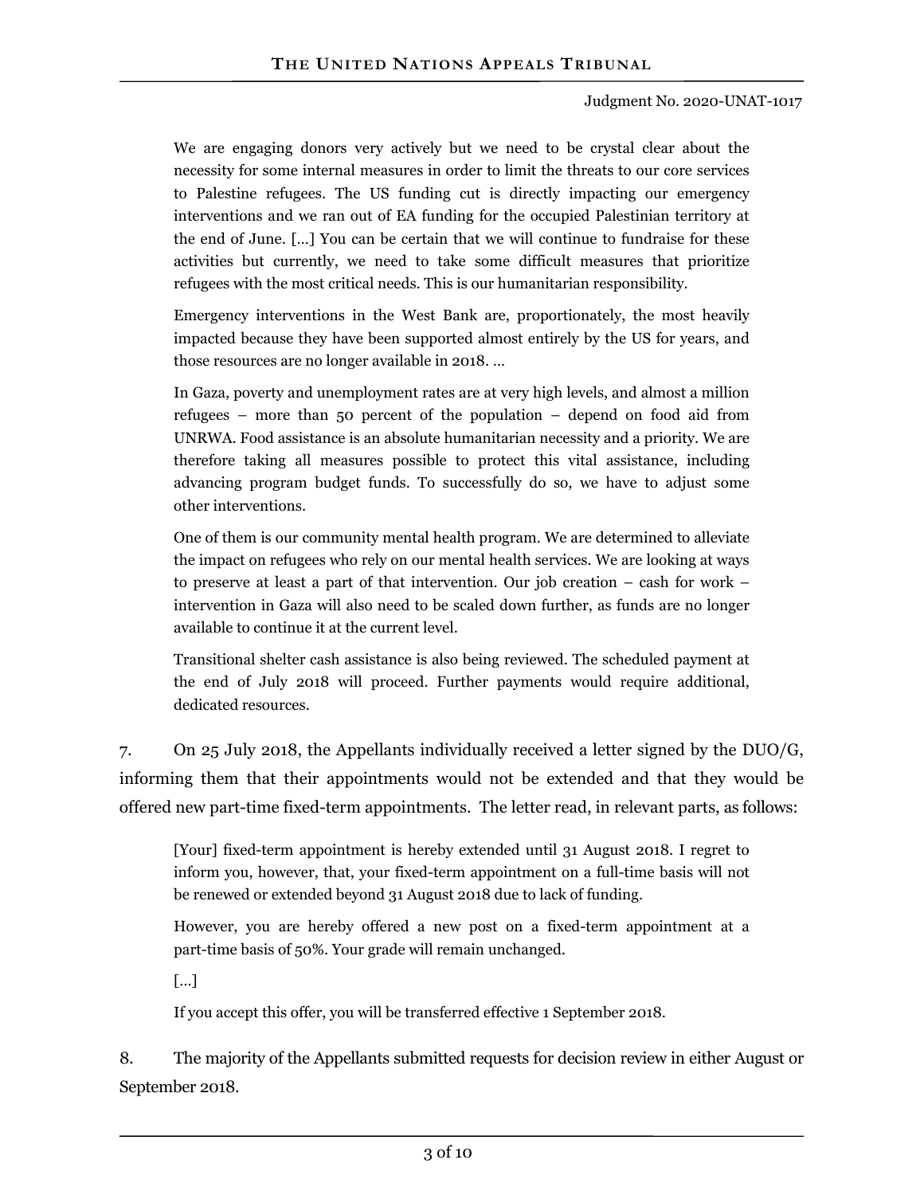> We are engaging donors very actively but we need to be crystal clear about the necessity for some internal measures in order to limit the threats to our core services to Palestine refugees. The US funding cut is directly impacting our emergency interventions and we ran out of EA funding for the occupied Palestinian territory at the end of June. […] You can be certain that we will continue to fundraise for these activities but currently, we need to take some difficult measures that prioritize refugees with the most critical needs. This is our humanitarian responsibility.
>
> Emergency interventions in the West Bank are, proportionately, the most heavily impacted because they have been supported almost entirely by the US for years, and those resources are no longer available in 2018. …
>
> In Gaza, poverty and unemployment rates are at very high levels, and almost a million refugees – more than 50 percent of the population – depend on food aid from UNRWA. Food assistance is an absolute humanitarian necessity and a priority. We are therefore taking all measures possible to protect this vital assistance, including advancing program budget funds. To successfully do so, we have to adjust some other interventions.
>
> One of them is our community mental health program. We are determined to alleviate the impact on refugees who rely on our mental health services. We are looking at ways to preserve at least a part of that intervention. Our job creation – cash for work – intervention in Gaza will also need to be scaled down further, as funds are no longer available to continue it at the current level.
>
> Transitional shelter cash assistance is also being reviewed. The scheduled payment at the end of July 2018 will proceed. Further payments would require additional, dedicated resources.

7. On 25 July 2018, the Appellants individually received a letter signed by the DUO/G, informing them that their appointments would not be extended and that they would be offered new part-time fixed-term appointments. The letter read, in relevant parts, as follows:

> [Your] fixed-term appointment is hereby extended until 31 August 2018. I regret to inform you, however, that, your fixed-term appointment on a full-time basis will not be renewed or extended beyond 31 August 2018 due to lack of funding.
>
> However, you are hereby offered a new post on a fixed-term appointment at a part-time basis of 50%. Your grade will remain unchanged.
>
> […]
>
> If you accept this offer, you will be transferred effective 1 September 2018.

8. The majority of the Appellants submitted requests for decision review in either August or September 2018.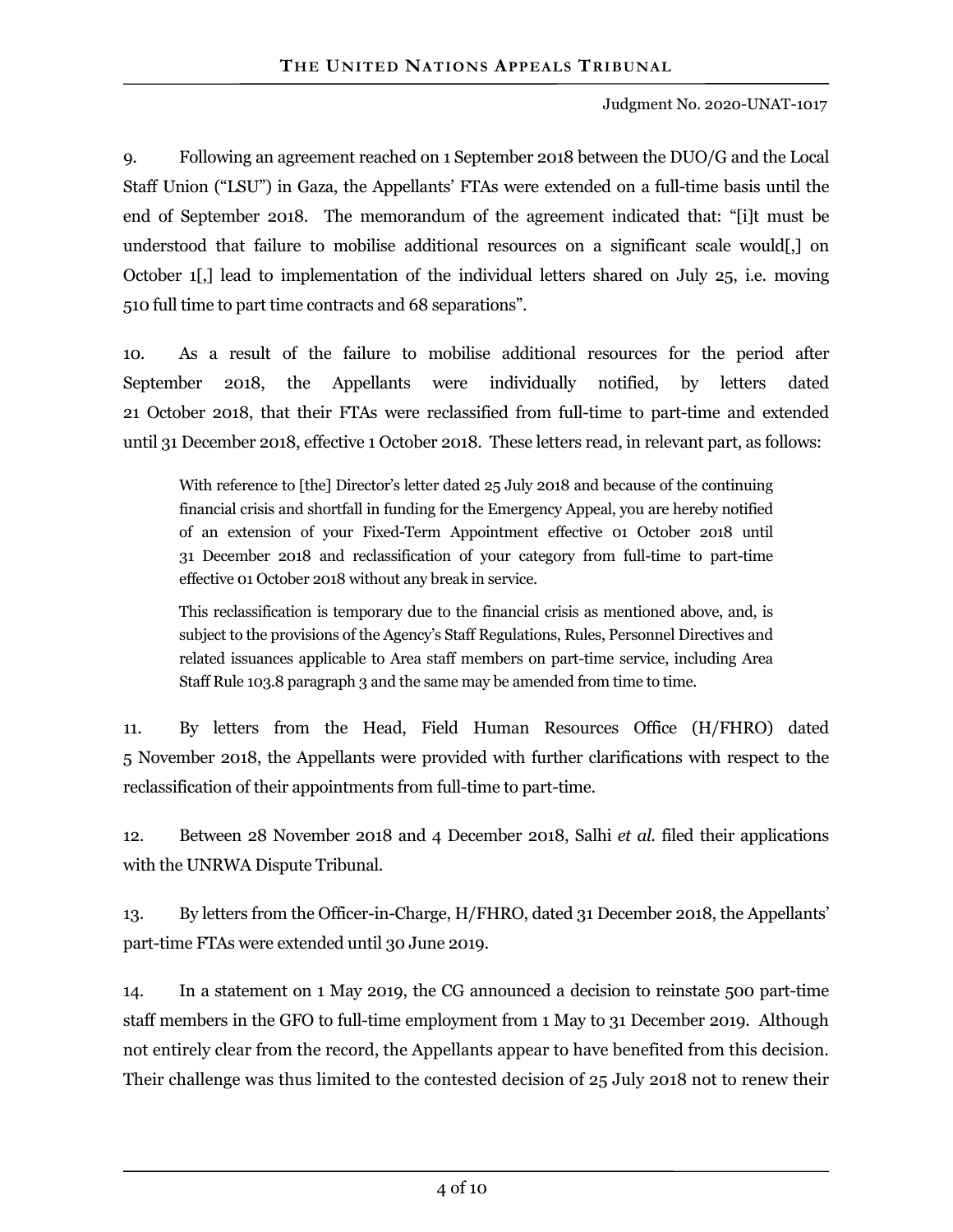9. Following an agreement reached on 1 September 2018 between the DUO/G and the Local Staff Union ("LSU") in Gaza, the Appellants' FTAs were extended on a full-time basis until the end of September 2018. The memorandum of the agreement indicated that: "[i]t must be understood that failure to mobilise additional resources on a significant scale would[,] on October 1[,] lead to implementation of the individual letters shared on July 25, i.e. moving 510 full time to part time contracts and 68 separations".

10. As a result of the failure to mobilise additional resources for the period after September 2018, the Appellants were individually notified, by letters dated 21 October 2018, that their FTAs were reclassified from full-time to part-time and extended until 31 December 2018, effective 1 October 2018. These letters read, in relevant part, as follows:

> With reference to [the] Director's letter dated 25 July 2018 and because of the continuing financial crisis and shortfall in funding for the Emergency Appeal, you are hereby notified of an extension of your Fixed-Term Appointment effective 01 October 2018 until 31 December 2018 and reclassification of your category from full-time to part-time effective 01 October 2018 without any break in service.
>
> This reclassification is temporary due to the financial crisis as mentioned above, and, is subject to the provisions of the Agency's Staff Regulations, Rules, Personnel Directives and related issuances applicable to Area staff members on part-time service, including Area Staff Rule 103.8 paragraph 3 and the same may be amended from time to time.

11. By letters from the Head, Field Human Resources Office (H/FHRO) dated 5 November 2018, the Appellants were provided with further clarifications with respect to the reclassification of their appointments from full-time to part-time.

12. Between 28 November 2018 and 4 December 2018, Salhi *et al.* filed their applications with the UNRWA Dispute Tribunal.

13. By letters from the Officer-in-Charge, H/FHRO, dated 31 December 2018, the Appellants' part-time FTAs were extended until 30 June 2019.

14. In a statement on 1 May 2019, the CG announced a decision to reinstate 500 part-time staff members in the GFO to full-time employment from 1 May to 31 December 2019. Although not entirely clear from the record, the Appellants appear to have benefited from this decision. Their challenge was thus limited to the contested decision of 25 July 2018 not to renew their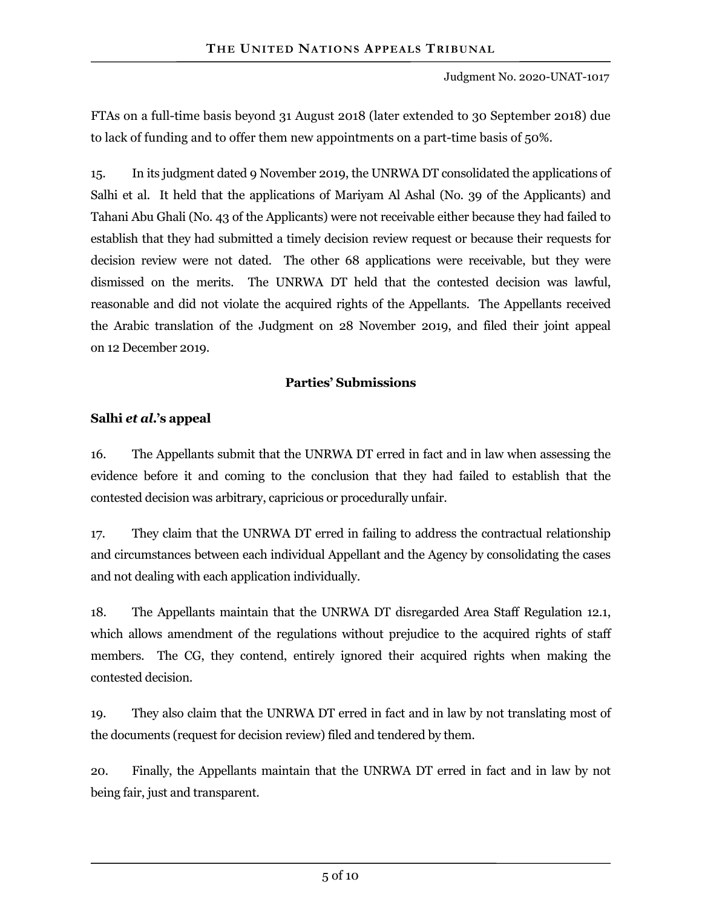FTAs on a full-time basis beyond 31 August 2018 (later extended to 30 September 2018) due to lack of funding and to offer them new appointments on a part-time basis of 50%.

15. In its judgment dated 9 November 2019, the UNRWA DT consolidated the applications of Salhi et al. It held that the applications of Mariyam Al Ashal (No. 39 of the Applicants) and Tahani Abu Ghali (No. 43 of the Applicants) were not receivable either because they had failed to establish that they had submitted a timely decision review request or because their requests for decision review were not dated. The other 68 applications were receivable, but they were dismissed on the merits. The UNRWA DT held that the contested decision was lawful, reasonable and did not violate the acquired rights of the Appellants. The Appellants received the Arabic translation of the Judgment on 28 November 2019, and filed their joint appeal on 12 December 2019.

**Parties' Submissions**

**Salhi *et al.*'s appeal**

16. The Appellants submit that the UNRWA DT erred in fact and in law when assessing the evidence before it and coming to the conclusion that they had failed to establish that the contested decision was arbitrary, capricious or procedurally unfair.

17. They claim that the UNRWA DT erred in failing to address the contractual relationship and circumstances between each individual Appellant and the Agency by consolidating the cases and not dealing with each application individually.

18. The Appellants maintain that the UNRWA DT disregarded Area Staff Regulation 12.1, which allows amendment of the regulations without prejudice to the acquired rights of staff members. The CG, they contend, entirely ignored their acquired rights when making the contested decision.

19. They also claim that the UNRWA DT erred in fact and in law by not translating most of the documents (request for decision review) filed and tendered by them.

20. Finally, the Appellants maintain that the UNRWA DT erred in fact and in law by not being fair, just and transparent.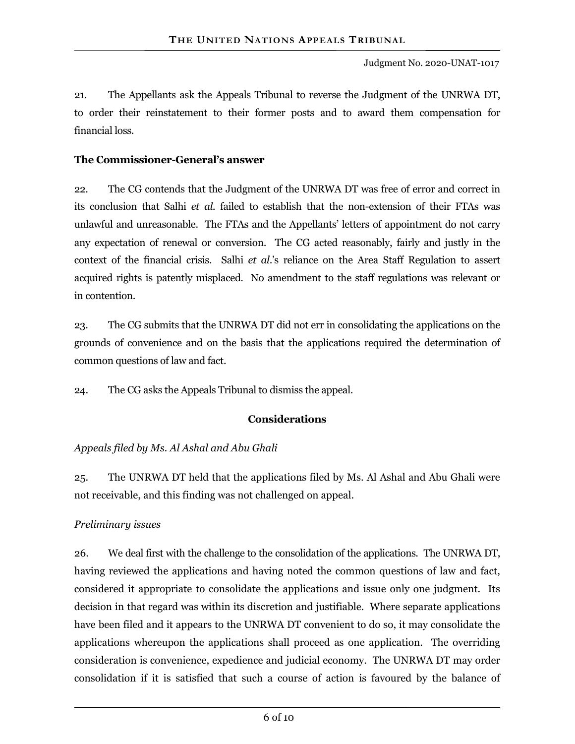21. The Appellants ask the Appeals Tribunal to reverse the Judgment of the UNRWA DT, to order their reinstatement to their former posts and to award them compensation for financial loss.

**The Commissioner-General's answer**

22. The CG contends that the Judgment of the UNRWA DT was free of error and correct in its conclusion that Salhi *et al.* failed to establish that the non-extension of their FTAs was unlawful and unreasonable. The FTAs and the Appellants' letters of appointment do not carry any expectation of renewal or conversion. The CG acted reasonably, fairly and justly in the context of the financial crisis. Salhi *et al.*'s reliance on the Area Staff Regulation to assert acquired rights is patently misplaced. No amendment to the staff regulations was relevant or in contention.

23. The CG submits that the UNRWA DT did not err in consolidating the applications on the grounds of convenience and on the basis that the applications required the determination of common questions of law and fact.

24. The CG asks the Appeals Tribunal to dismiss the appeal.

**Considerations**

*Appeals filed by Ms. Al Ashal and Abu Ghali*

25. The UNRWA DT held that the applications filed by Ms. Al Ashal and Abu Ghali were not receivable, and this finding was not challenged on appeal.

*Preliminary issues*

26. We deal first with the challenge to the consolidation of the applications. The UNRWA DT, having reviewed the applications and having noted the common questions of law and fact, considered it appropriate to consolidate the applications and issue only one judgment. Its decision in that regard was within its discretion and justifiable. Where separate applications have been filed and it appears to the UNRWA DT convenient to do so, it may consolidate the applications whereupon the applications shall proceed as one application. The overriding consideration is convenience, expedience and judicial economy. The UNRWA DT may order consolidation if it is satisfied that such a course of action is favoured by the balance of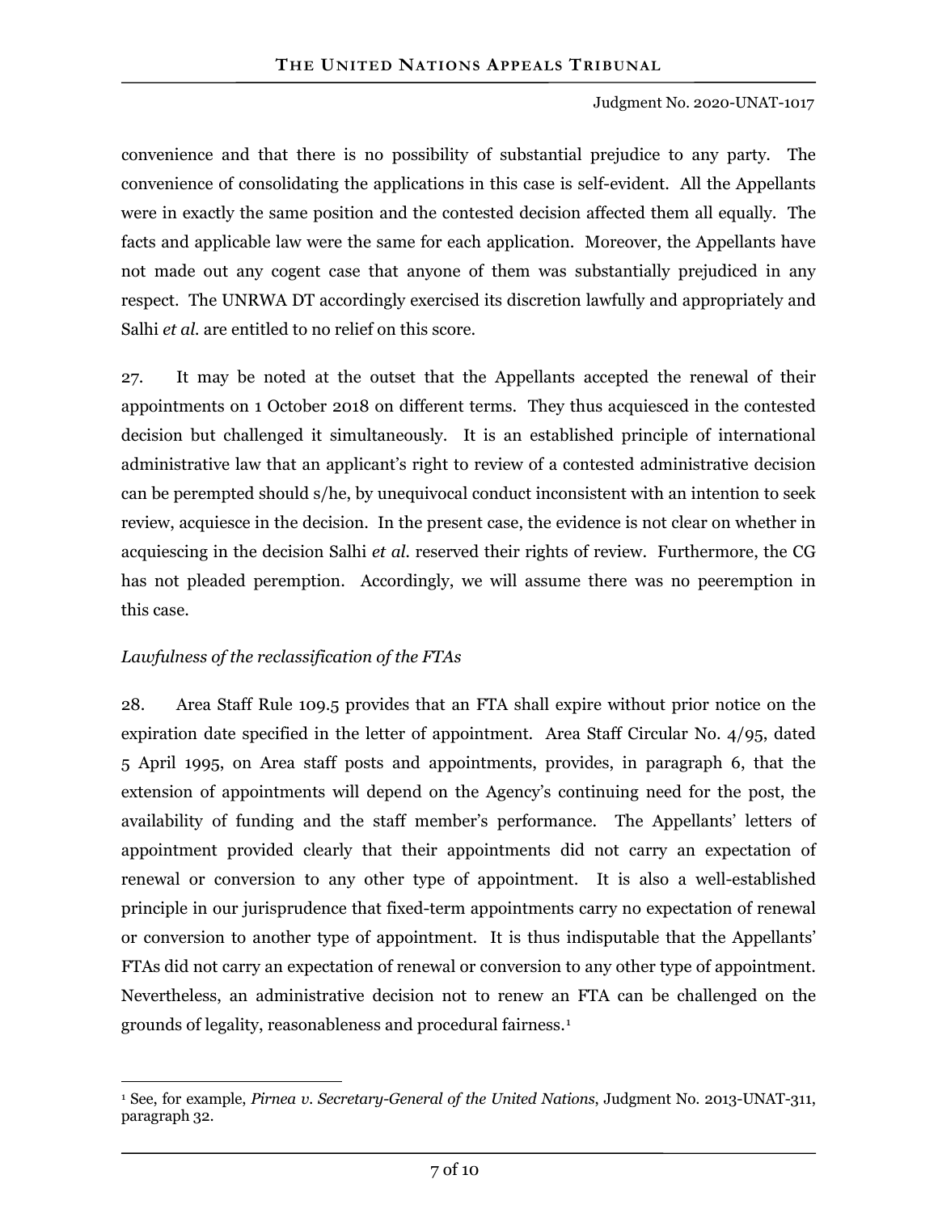convenience and that there is no possibility of substantial prejudice to any party. The convenience of consolidating the applications in this case is self-evident. All the Appellants were in exactly the same position and the contested decision affected them all equally. The facts and applicable law were the same for each application. Moreover, the Appellants have not made out any cogent case that anyone of them was substantially prejudiced in any respect. The UNRWA DT accordingly exercised its discretion lawfully and appropriately and Salhi *et al.* are entitled to no relief on this score.

27. It may be noted at the outset that the Appellants accepted the renewal of their appointments on 1 October 2018 on different terms. They thus acquiesced in the contested decision but challenged it simultaneously. It is an established principle of international administrative law that an applicant's right to review of a contested administrative decision can be perempted should s/he, by unequivocal conduct inconsistent with an intention to seek review, acquiesce in the decision. In the present case, the evidence is not clear on whether in acquiescing in the decision Salhi *et al.* reserved their rights of review. Furthermore, the CG has not pleaded peremption. Accordingly, we will assume there was no peeremption in this case.

*Lawfulness of the reclassification of the FTAs*

28. Area Staff Rule 109.5 provides that an FTA shall expire without prior notice on the expiration date specified in the letter of appointment. Area Staff Circular No. 4/95, dated 5 April 1995, on Area staff posts and appointments, provides, in paragraph 6, that the extension of appointments will depend on the Agency's continuing need for the post, the availability of funding and the staff member's performance. The Appellants' letters of appointment provided clearly that their appointments did not carry an expectation of renewal or conversion to any other type of appointment. It is also a well-established principle in our jurisprudence that fixed-term appointments carry no expectation of renewal or conversion to another type of appointment. It is thus indisputable that the Appellants' FTAs did not carry an expectation of renewal or conversion to any other type of appointment. Nevertheless, an administrative decision not to renew an FTA can be challenged on the grounds of legality, reasonableness and procedural fairness.[1]

[1] See, for example, *Pirnea v. Secretary-General of the United Nations*, Judgment No. 2013-UNAT-311, paragraph 32.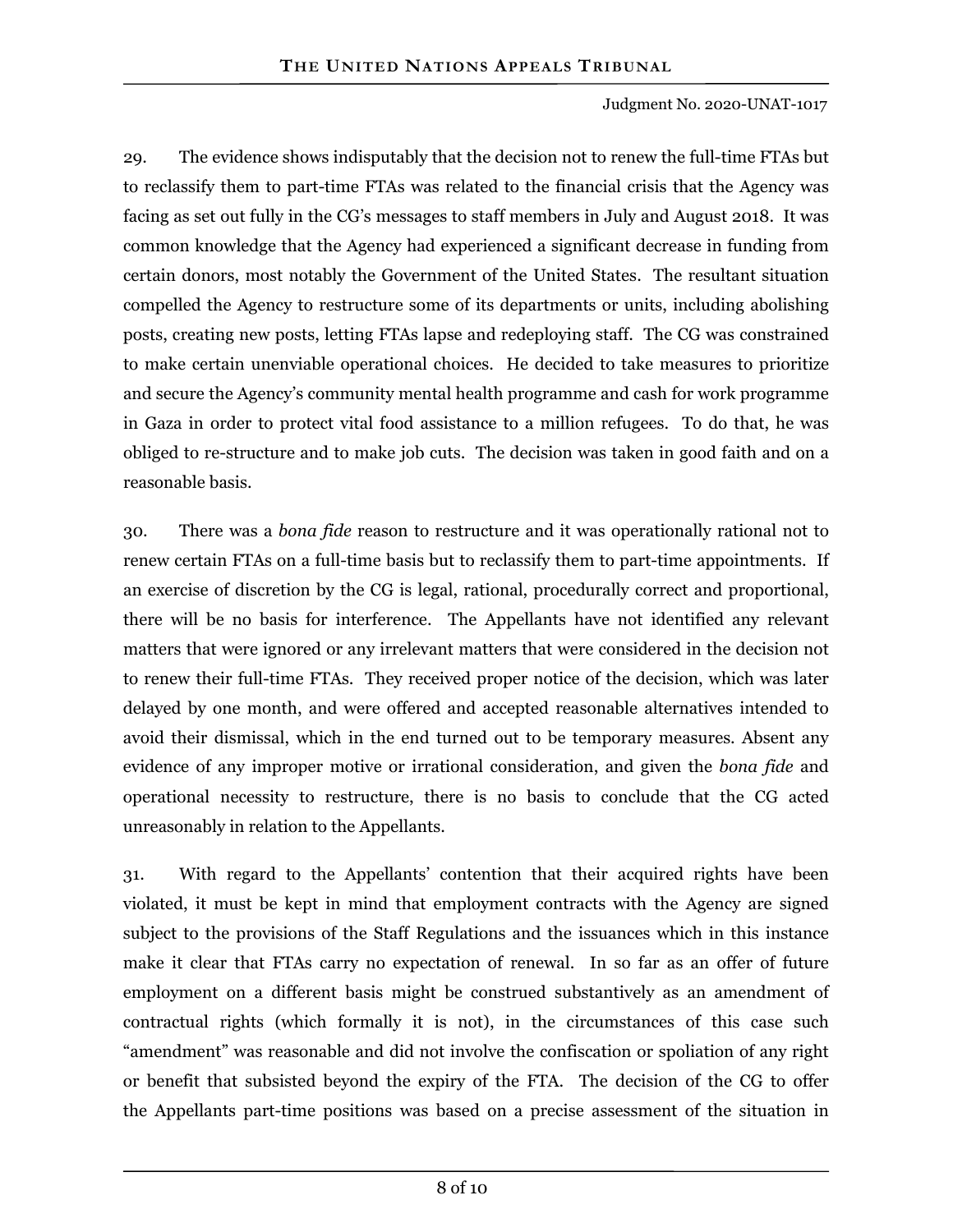29. The evidence shows indisputably that the decision not to renew the full-time FTAs but to reclassify them to part-time FTAs was related to the financial crisis that the Agency was facing as set out fully in the CG's messages to staff members in July and August 2018. It was common knowledge that the Agency had experienced a significant decrease in funding from certain donors, most notably the Government of the United States. The resultant situation compelled the Agency to restructure some of its departments or units, including abolishing posts, creating new posts, letting FTAs lapse and redeploying staff. The CG was constrained to make certain unenviable operational choices. He decided to take measures to prioritize and secure the Agency's community mental health programme and cash for work programme in Gaza in order to protect vital food assistance to a million refugees. To do that, he was obliged to re-structure and to make job cuts. The decision was taken in good faith and on a reasonable basis.

30. There was a *bona fide* reason to restructure and it was operationally rational not to renew certain FTAs on a full-time basis but to reclassify them to part-time appointments. If an exercise of discretion by the CG is legal, rational, procedurally correct and proportional, there will be no basis for interference. The Appellants have not identified any relevant matters that were ignored or any irrelevant matters that were considered in the decision not to renew their full-time FTAs. They received proper notice of the decision, which was later delayed by one month, and were offered and accepted reasonable alternatives intended to avoid their dismissal, which in the end turned out to be temporary measures. Absent any evidence of any improper motive or irrational consideration, and given the *bona fide* and operational necessity to restructure, there is no basis to conclude that the CG acted unreasonably in relation to the Appellants.

31. With regard to the Appellants' contention that their acquired rights have been violated, it must be kept in mind that employment contracts with the Agency are signed subject to the provisions of the Staff Regulations and the issuances which in this instance make it clear that FTAs carry no expectation of renewal. In so far as an offer of future employment on a different basis might be construed substantively as an amendment of contractual rights (which formally it is not), in the circumstances of this case such "amendment" was reasonable and did not involve the confiscation or spoliation of any right or benefit that subsisted beyond the expiry of the FTA. The decision of the CG to offer the Appellants part-time positions was based on a precise assessment of the situation in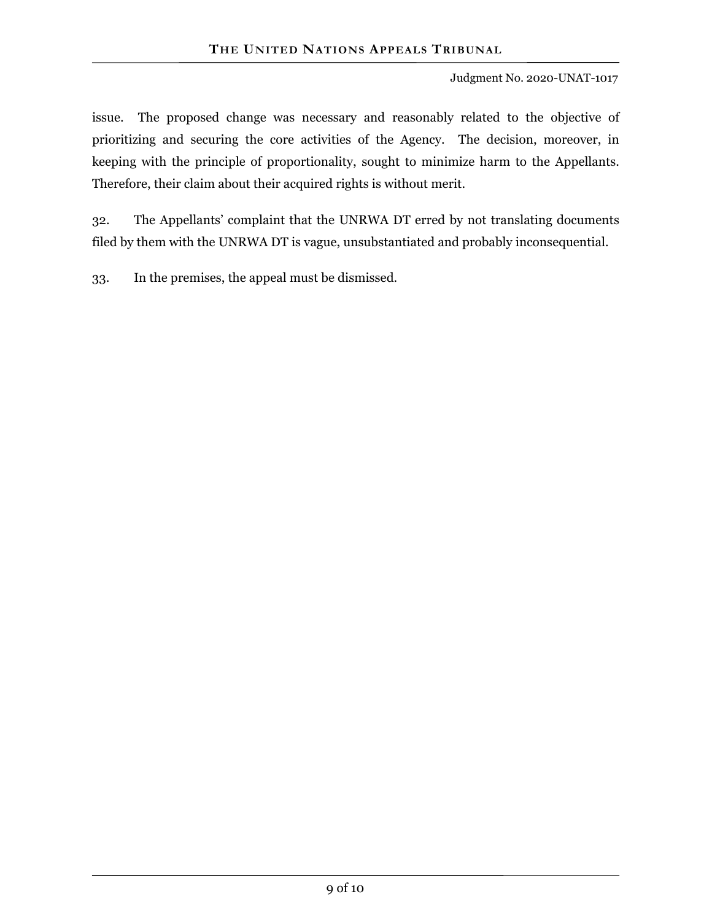issue. The proposed change was necessary and reasonably related to the objective of prioritizing and securing the core activities of the Agency. The decision, moreover, in keeping with the principle of proportionality, sought to minimize harm to the Appellants. Therefore, their claim about their acquired rights is without merit.

32. The Appellants' complaint that the UNRWA DT erred by not translating documents filed by them with the UNRWA DT is vague, unsubstantiated and probably inconsequential.

33. In the premises, the appeal must be dismissed.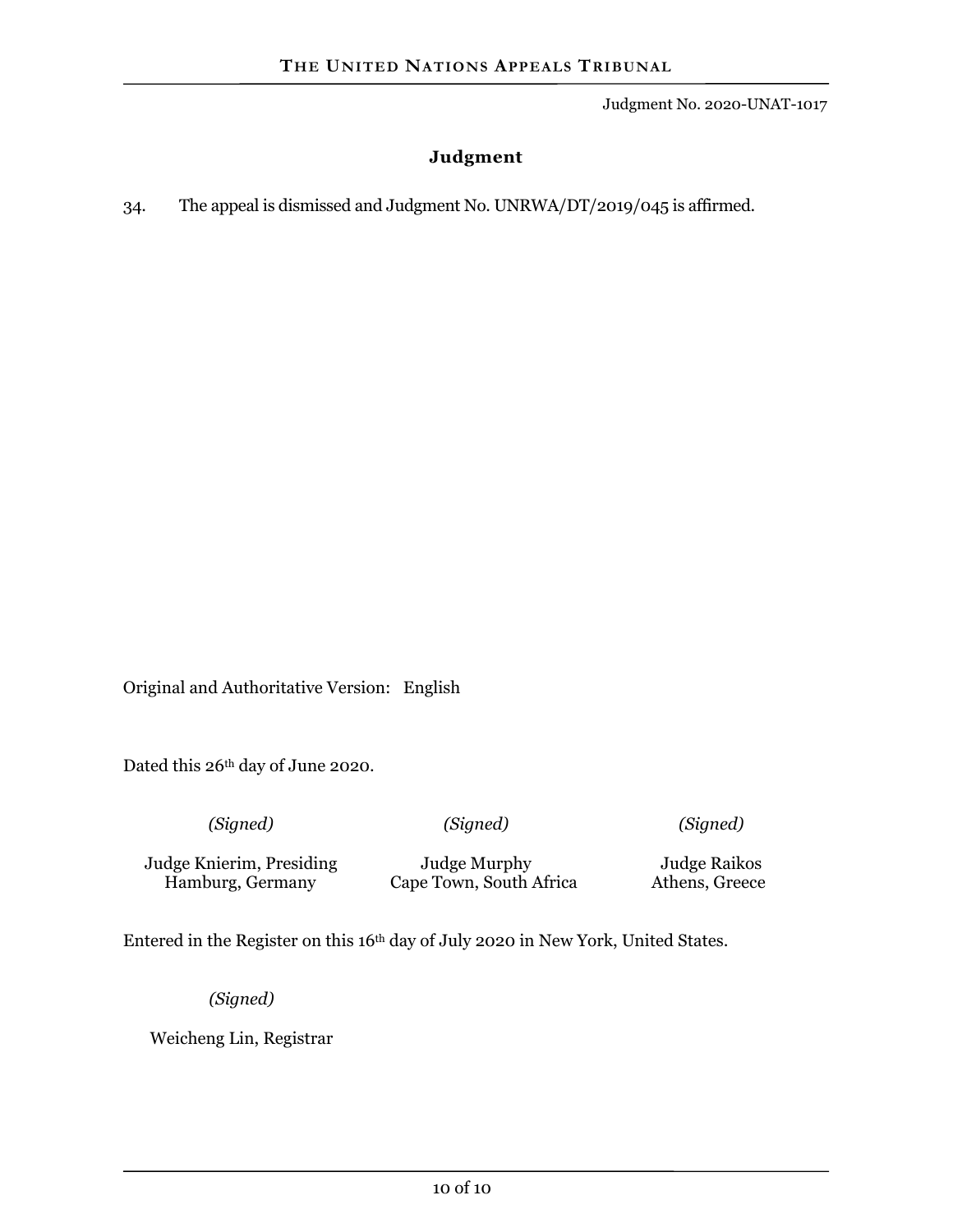## Judgment

34. The appeal is dismissed and Judgment No. UNRWA/DT/2019/045 is affirmed.

Original and Authoritative Version: English

Dated this 26th day of June 2020.

| | | |
|---|---|---|
| *(Signed)* | *(Signed)* | *(Signed)* |
| Judge Knierim, Presiding<br>Hamburg, Germany | Judge Murphy<br>Cape Town, South Africa | Judge Raikos<br>Athens, Greece |

Entered in the Register on this 16th day of July 2020 in New York, United States.

*(Signed)*

Weicheng Lin, Registrar